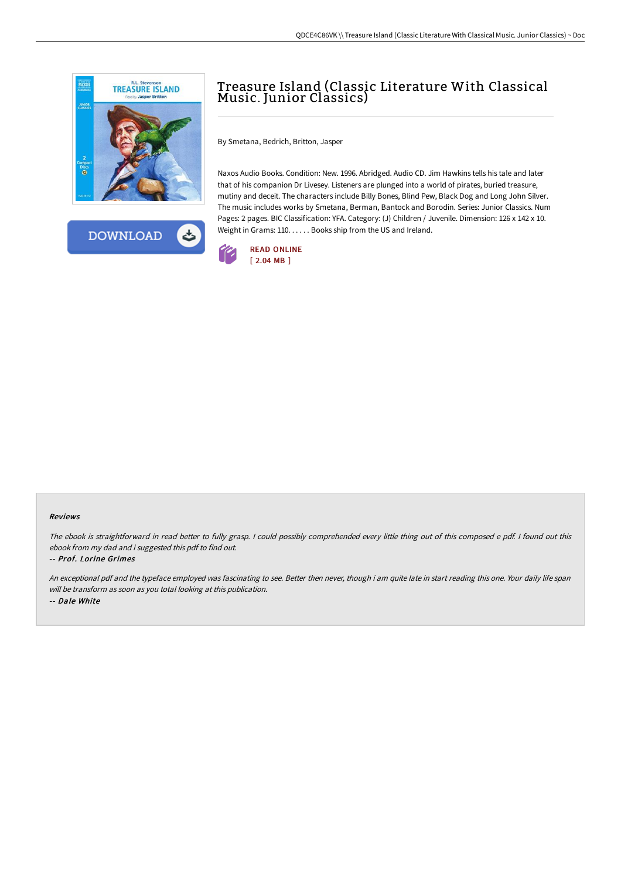# Treasure Island (Classic Literature With Classical Music. Junior Classics)

By Smetana, Bedrich, Britton, Jasper

Naxos Audio Books. Condition: New. 1996. Abridged. Audio CD. Jim Hawkins tells his tale and later that of his companion Dr Livesey. Listeners are plunged into a world of pirates, buried treasure, mutiny and deceit. The characters include Billy Bones, Blind Pew, Black Dog and Long John Silver. The music includes works by Smetana, Berman, Bantock and Borodin. Series: Junior Classics. Num Pages: 2 pages. BIC Classification: YFA. Category: (J) Children / Juvenile. Dimension: 126 x 142 x 10. Weight in Grams: 110. . . . . . Books ship from the US and Ireland.

READ ONLINE
[ 2.04 MB ]

### Reviews

*The ebook is straightforward in read better to fully grasp. I could possibly comprehended every little thing out of this composed e pdf. I found out this ebook from my dad and i suggested this pdf to find out.*

-- ***Prof. Lorine Grimes***

*An exceptional pdf and the typeface employed was fascinating to see. Better then never, though i am quite late in start reading this one. Your daily life span will be transform as soon as you total looking at this publication.*

-- ***Dale White***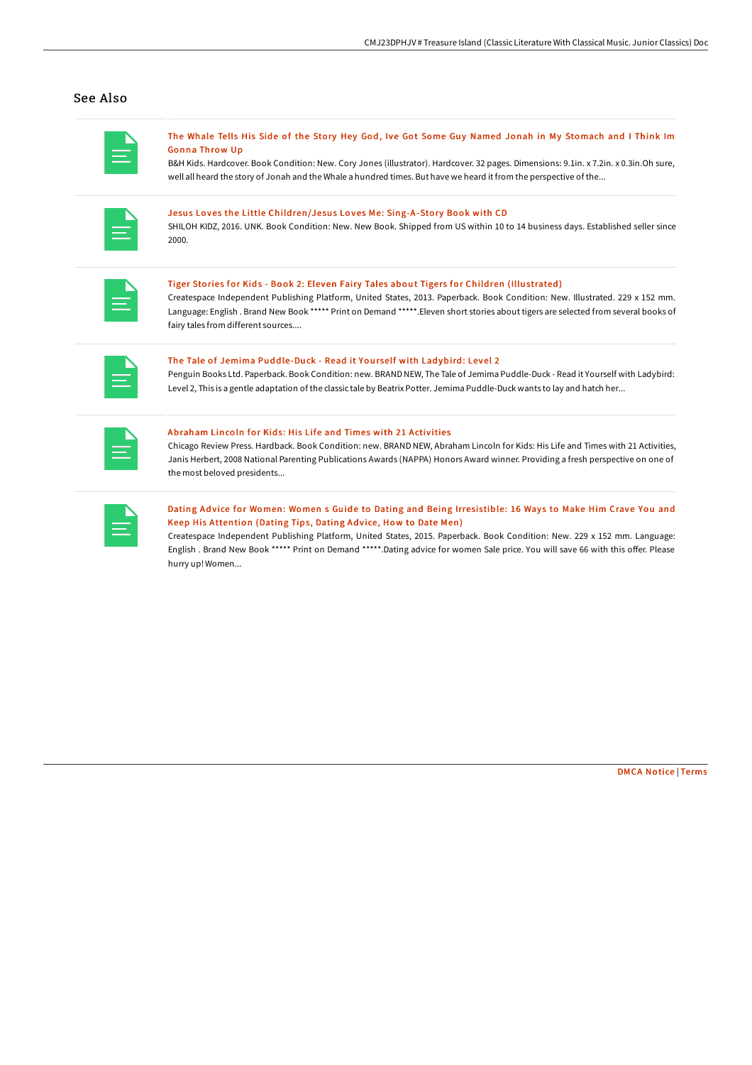## See Also

**The Whale Tells His Side of the Story Hey God, Ive Got Some Guy Named Jonah in My Stomach and I Think Im Gonna Throw Up**

B&H Kids. Hardcover. Book Condition: New. Cory Jones (illustrator). Hardcover. 32 pages. Dimensions: 9.1in. x 7.2in. x 0.3in.Oh sure, well all heard the story of Jonah and the Whale a hundred times. But have we heard it from the perspective of the...

**Jesus Loves the Little Children/Jesus Loves Me: Sing-A-Story Book with CD**

SHILOH KIDZ, 2016. UNK. Book Condition: New. New Book. Shipped from US within 10 to 14 business days. Established seller since 2000.

**Tiger Stories for Kids - Book 2: Eleven Fairy Tales about Tigers for Children (Illustrated)**

Createspace Independent Publishing Platform, United States, 2013. Paperback. Book Condition: New. Illustrated. 229 x 152 mm. Language: English . Brand New Book ***** Print on Demand *****.Eleven short stories about tigers are selected from several books of fairy tales from different sources....

**The Tale of Jemima Puddle-Duck - Read it Yourself with Ladybird: Level 2**

Penguin Books Ltd. Paperback. Book Condition: new. BRAND NEW, The Tale of Jemima Puddle-Duck - Read it Yourself with Ladybird: Level 2, This is a gentle adaptation of the classic tale by Beatrix Potter. Jemima Puddle-Duck wants to lay and hatch her...

**Abraham Lincoln for Kids: His Life and Times with 21 Activities**

Chicago Review Press. Hardback. Book Condition: new. BRAND NEW, Abraham Lincoln for Kids: His Life and Times with 21 Activities, Janis Herbert, 2008 National Parenting Publications Awards (NAPPA) Honors Award winner. Providing a fresh perspective on one of the most beloved presidents...

**Dating Advice for Women: Women s Guide to Dating and Being Irresistible: 16 Ways to Make Him Crave You and Keep His Attention (Dating Tips, Dating Advice, How to Date Men)**

Createspace Independent Publishing Platform, United States, 2015. Paperback. Book Condition: New. 229 x 152 mm. Language: English . Brand New Book ***** Print on Demand *****.Dating advice for women Sale price. You will save 66 with this offer. Please hurry up! Women...

DMCA Notice | Terms